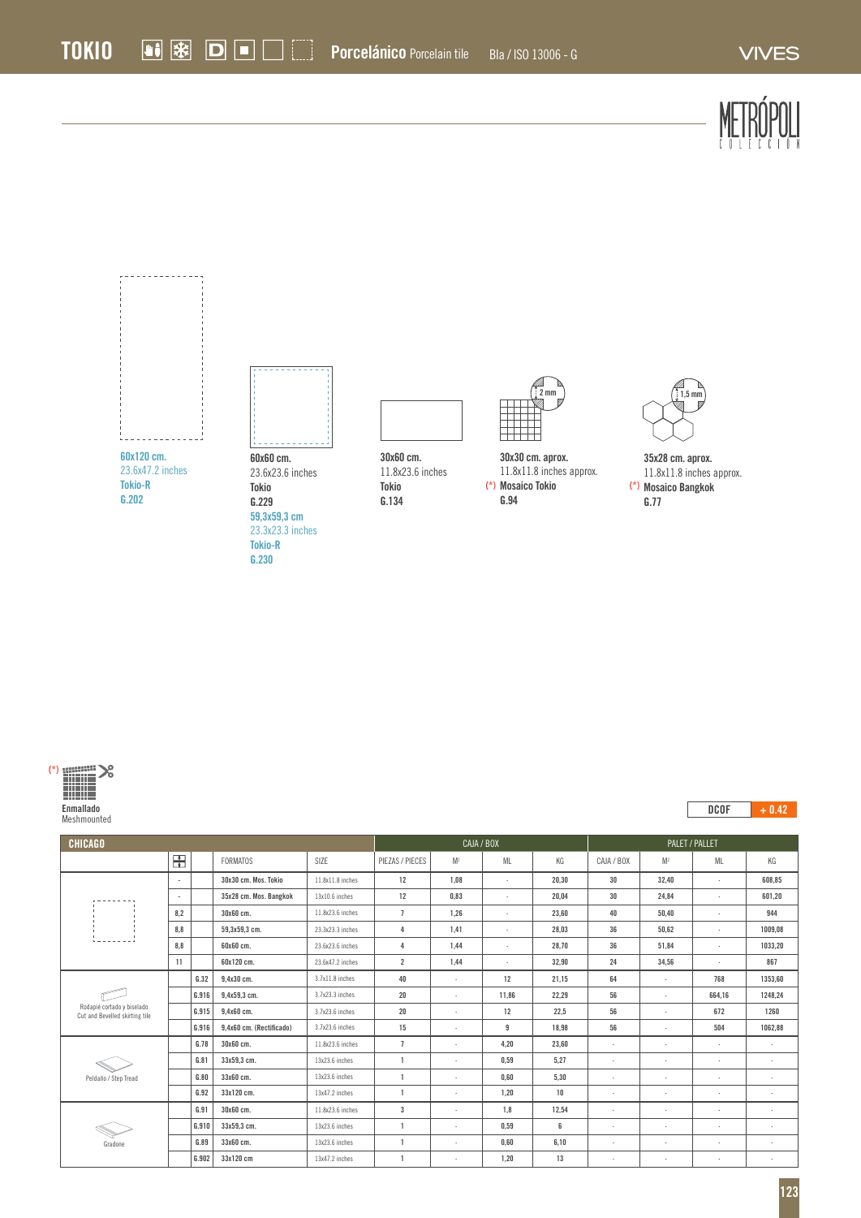# TOKIO

**Porcelánico** Porcelain tile — BIa / ISO 13006 - G

VIVES

METRÓPOLI COLECCIÓN

**60x120 cm.**
23.6x47.2 inches
**Tokio-R**
**G.202**

**60x60 cm.**
23.6x23.6 inches
**Tokio**
**G.229**
**59,3x59,3 cm**
23.3x23.3 inches
**Tokio-R**
**G.230**

**30x60 cm.**
11.8x23.6 inches
**Tokio**
**G.134**

2 mm
**30x30 cm. aprox.**
11.8x11.8 inches approx.
(*) **Mosaico Tokio**
**G.94**

1,5 mm
**35x28 cm. aprox.**
11.8x11.8 inches approx.
(*) **Mosaico Bangkok**
**G.77**

(*) Enmallado
Meshmounted

DCOF + 0.42

| CHICAGO | | | | | CAJA / BOX | | | | PALET / PALLET | | | |
|---|---|---|---|---|---|---|---|---|---|---|---|---|
| | ⊞ | | FORMATOS | SIZE | PIEZAS / PIECES | M² | ML | KG | CAJA / BOX | M² | ML | KG |
| | - | | 30x30 cm. Mos. Tokio | 11.8x11.8 inches | 12 | 1,08 | - | 20,30 | 30 | 32,40 | - | 608,85 |
| | - | | 35x28 cm. Mos. Bangkok | 13x10.6 inches | 12 | 0,83 | - | 20,04 | 30 | 24,84 | - | 601,20 |
| | 8,2 | | 30x60 cm. | 11.8x23.6 inches | 7 | 1,26 | - | 23,60 | 40 | 50,40 | - | 944 |
| | 8,8 | | 59,3x59,3 cm. | 23.3x23.3 inches | 4 | 1,41 | - | 28,03 | 36 | 50,62 | - | 1009,08 |
| | 8,8 | | 60x60 cm. | 23.6x23.6 inches | 4 | 1,44 | - | 28,70 | 36 | 51,84 | - | 1033,20 |
| | 11 | | 60x120 cm. | 23.6x47.2 inches | 2 | 1,44 | - | 32,90 | 24 | 34,56 | - | 867 |
| Rodapié cortado y biselado / Cut and Bevelled skirting tile | | G.32 | 9,4x30 cm. | 3.7x11.8 inches | 40 | - | 12 | 21,15 | 64 | - | 768 | 1353,60 |
| | | G.916 | 9,4x59,3 cm. | 3.7x23.3 inches | 20 | - | 11,86 | 22,29 | 56 | - | 664,16 | 1248,24 |
| | | G.915 | 9,4x60 cm. | 3.7x23.6 inches | 20 | - | 12 | 22,5 | 56 | - | 672 | 1260 |
| | | G.916 | 9,4x60 cm. (Rectificado) | 3.7x23.6 inches | 15 | - | 9 | 18,98 | 56 | - | 504 | 1062,88 |
| Peldaño / Step Tread | | G.78 | 30x60 cm. | 11.8x23.6 inches | 7 | - | 4,20 | 23,60 | - | - | - | - |
| | | G.81 | 33x59,3 cm. | 13x23.6 inches | 1 | - | 0,59 | 5,27 | - | - | - | - |
| | | G.80 | 33x60 cm. | 13x23.6 inches | 1 | - | 0,60 | 5,30 | - | - | - | - |
| | | G.92 | 33x120 cm. | 13x47.2 inches | 1 | - | 1,20 | 10 | - | - | - | - |
| Gradone | | G.91 | 30x60 cm. | 11.8x23.6 inches | 3 | - | 1,8 | 12,54 | - | - | - | - |
| | | G.910 | 33x59,3 cm. | 13x23.6 inches | 1 | - | 0,59 | 6 | - | - | - | - |
| | | G.89 | 33x60 cm. | 13x23.6 inches | 1 | - | 0,60 | 6,10 | - | - | - | - |
| | | G.902 | 33x120 cm | 13x47.2 inches | 1 | - | 1,20 | 13 | - | - | - | - |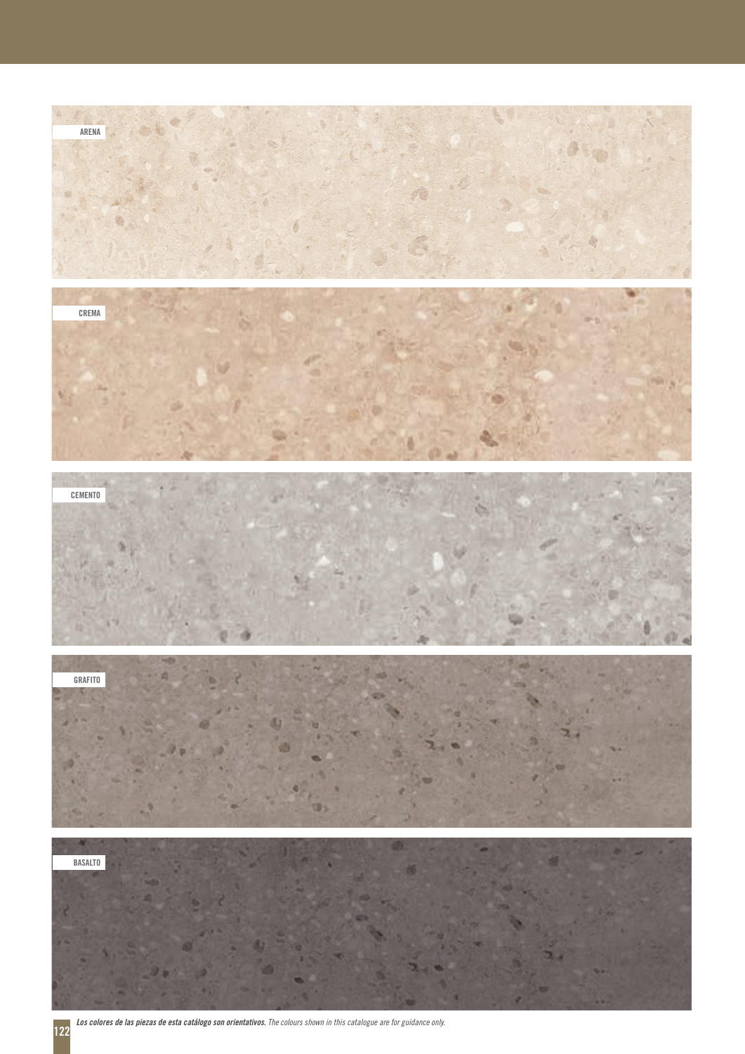ARENA

CREMA

CEMENTO

GRAFITO

BASALTO

***Los colores de las piezas de esta catálogo son orientativos.*** *The colours shown in this catalogue are for guidance only.*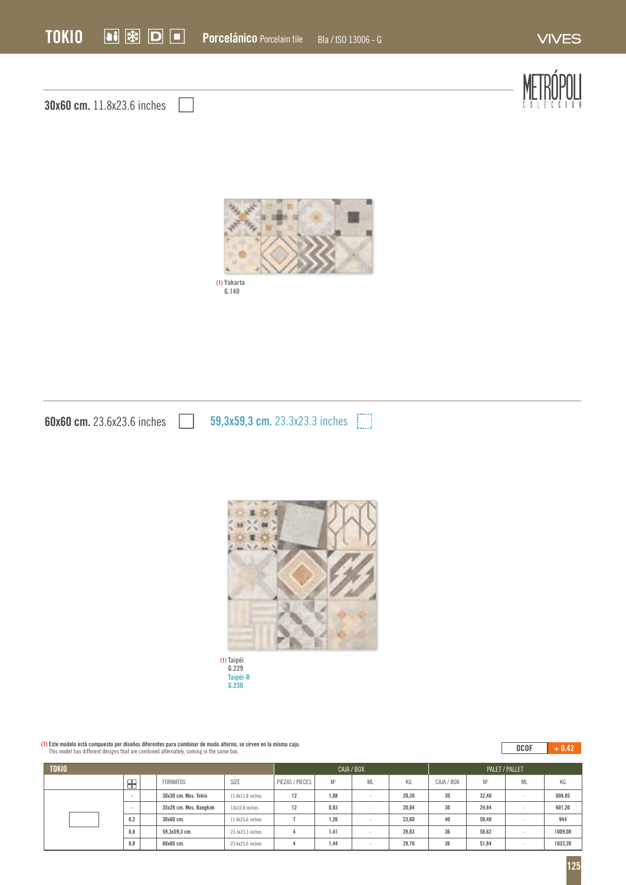## TOKIO

**Porcelánico** Porcelain tile   Bla / ISO 13006 - G

VIVES

METRÓPOLI COLECCIÓN

### 30x60 cm. 11.8x23.6 inches

(1) Yakarta
G.140

### 60x60 cm. 23.6x23.6 inches   59,3x59,3 cm. 23.3x23.3 inches

(1) Taipéi
G.229
Taipéi-R
G.230

(1) Este modelo está compuesto por diseños diferentes para combinar de modo alterno, se sirven en la misma caja.
This model has different designs that are combined alternately, coming in the same box.

DCOF + 0.42

| TOKIO | | FORMATOS | SIZE | CAJA / BOX | | | | PALET / PALLET | | | |
|---|---|---|---|---|---|---|---|---|---|---|---|
| | | | | PIEZAS / PIECES | M² | ML | KG | CAJA / BOX | M² | ML | KG |
| | - | 30x30 cm. Mos. Tokio | 11.8x11.8 inches | 12 | 1,08 | - | 20,30 | 30 | 32,40 | - | 608,85 |
| | - | 35x28 cm. Mos. Bangkok | 13x10.6 inches | 12 | 0,83 | - | 20,04 | 30 | 24,84 | - | 601,20 |
| | 8,2 | 30x60 cm. | 11.8x23.6 inches | 7 | 1,26 | - | 23,60 | 40 | 50,40 | - | 944 |
| | 8,8 | 59,3x59,3 cm. | 23.3x23.3 inches | 4 | 1,41 | - | 28,03 | 36 | 50,62 | - | 1009,08 |
| | 8,8 | 60x60 cm. | 23.6x23.6 inches | 4 | 1,44 | - | 28,70 | 36 | 51,84 | - | 1033,20 |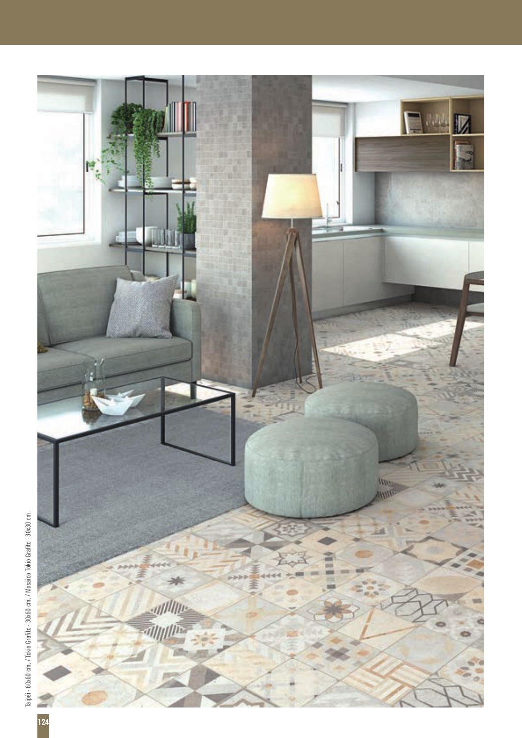Taipéi · 60x60 cm. / Tokio Grafito · 30x60 cm. / Mosaico Tokio Grafito · 30x30 cm.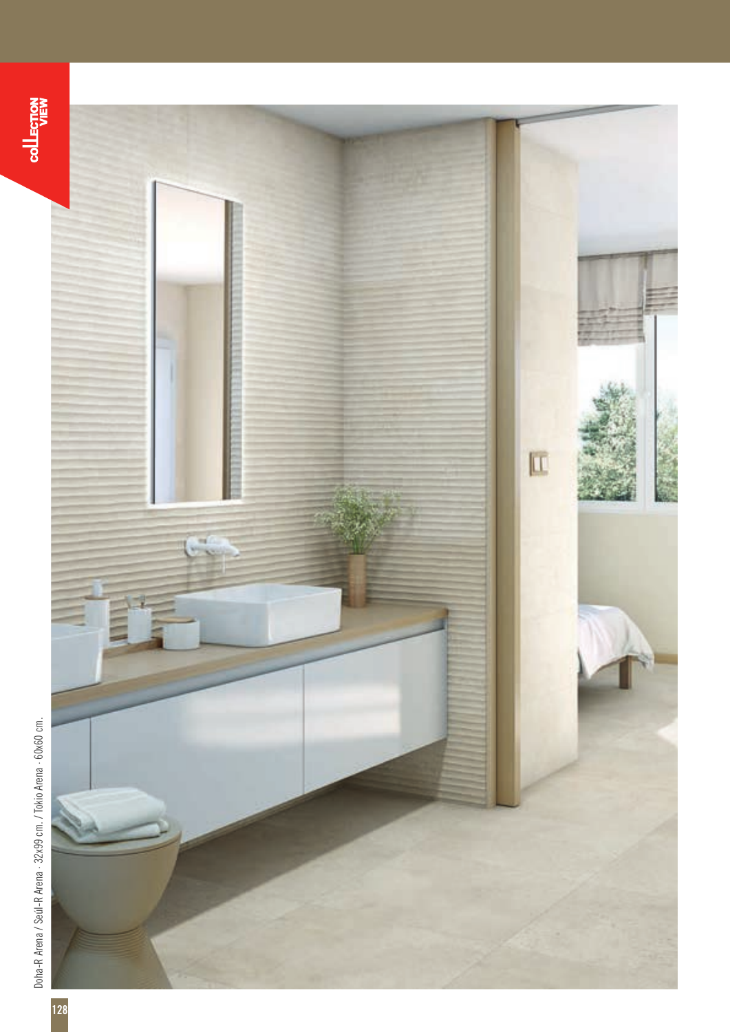Doha-R Arena / Seúl-R Arena · 32x99 cm. / Tokio Arena · 60x60 cm.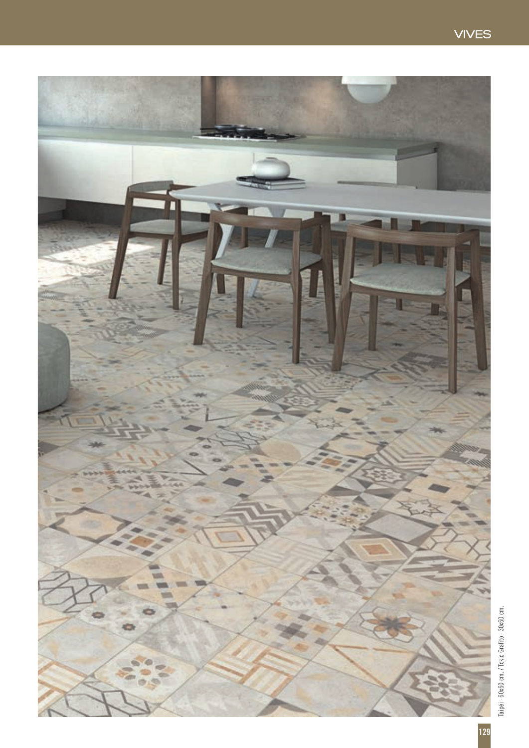Taipéi · 60x60 cm. / Tokio Grafito · 30x60 cm.